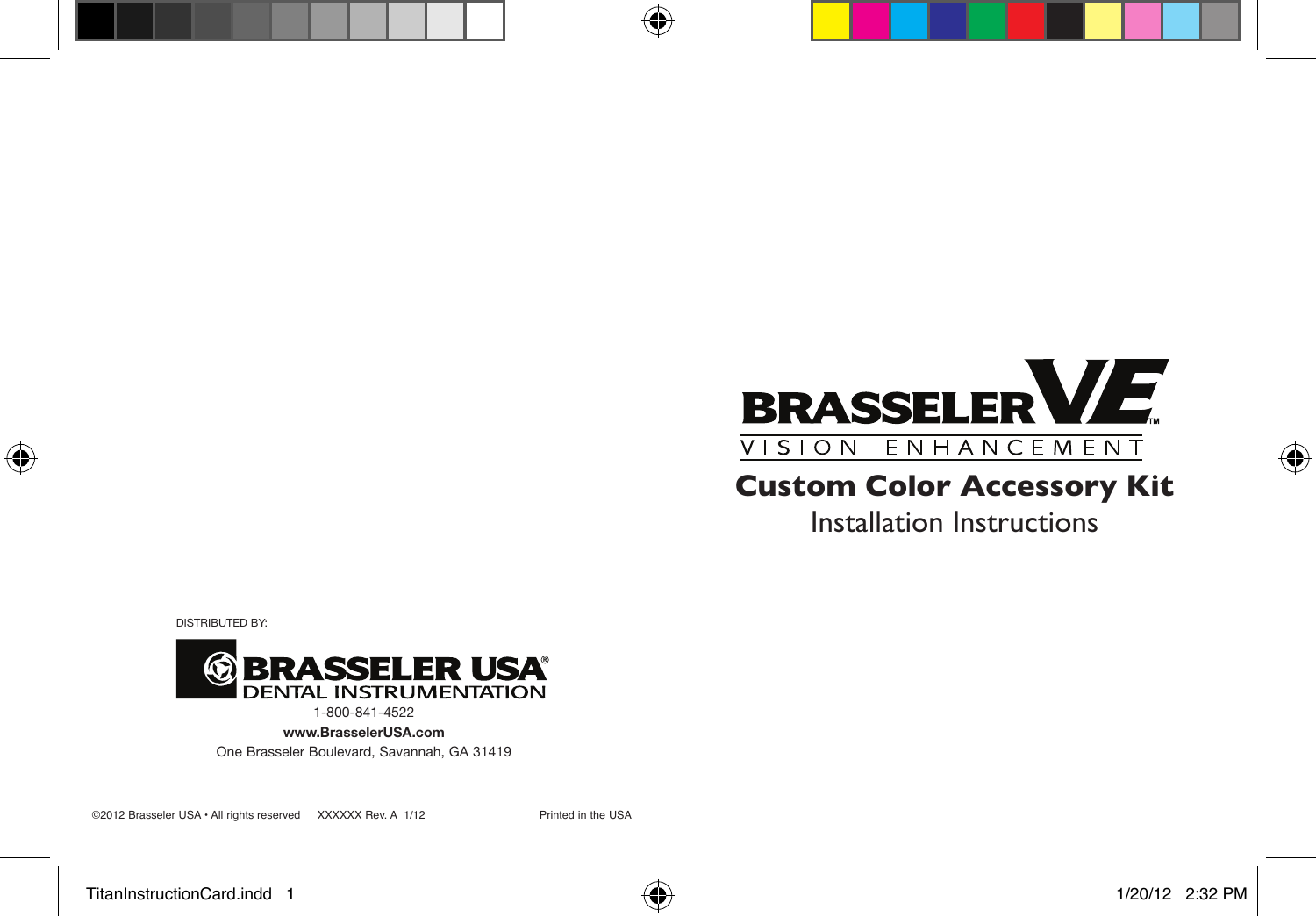# BRASSELER VE™

VISION ENHANCEMENT

## Custom Color Accessory Kit

Installation Instructions

DISTRIBUTED BY:

**BRASSELER USA®**
DENTAL INSTRUMENTATION

1-800-841-4522

**www.BrasselerUSA.com**

One Brasseler Boulevard, Savannah, GA 31419

©2012 Brasseler USA • All rights reserved XXXXXX Rev. A 1/12 Printed in the USA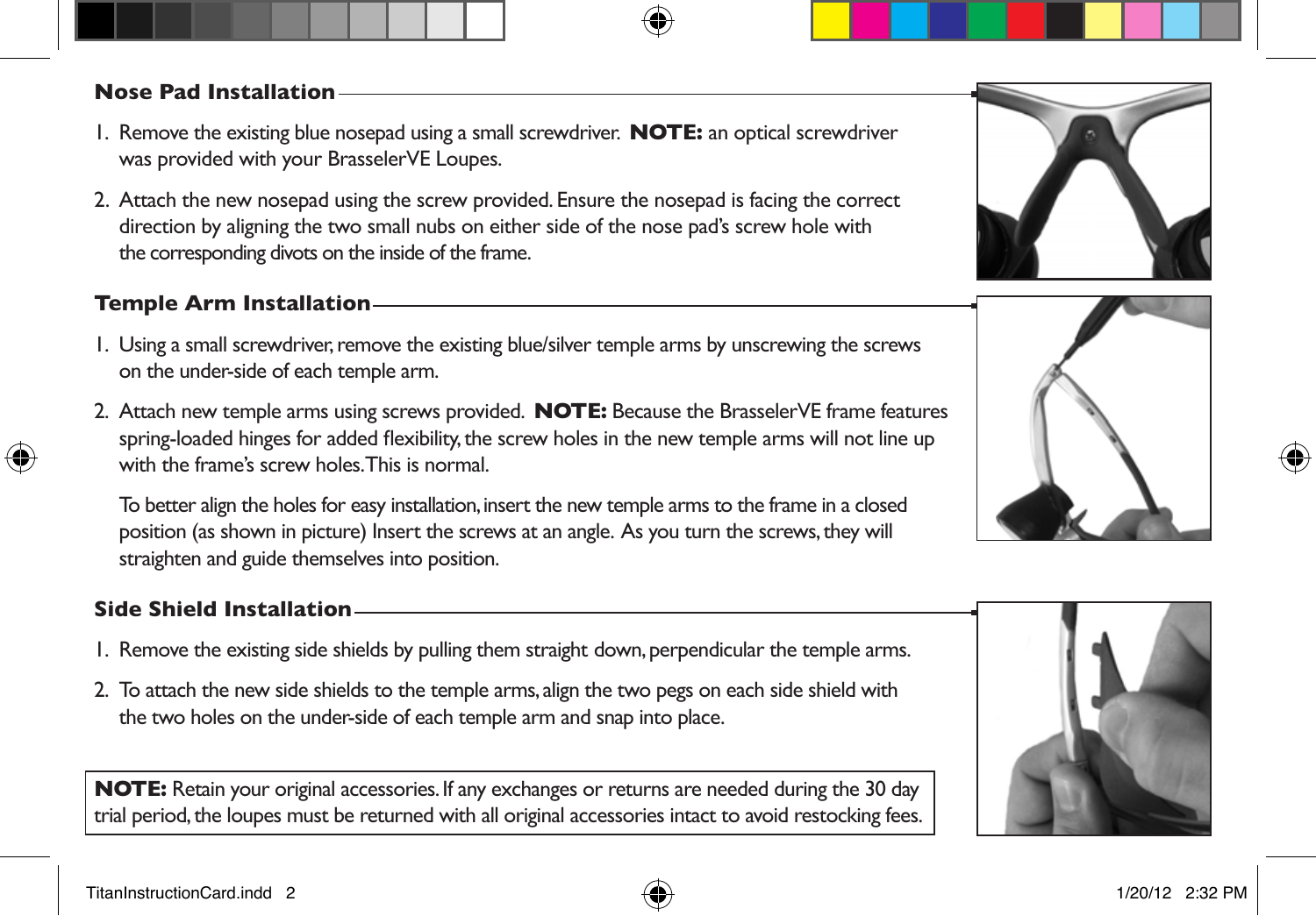## Nose Pad Installation

1. Remove the existing blue nosepad using a small screwdriver. **NOTE:** an optical screwdriver was provided with your BrasselerVE Loupes.
2. Attach the new nosepad using the screw provided. Ensure the nosepad is facing the correct direction by aligning the two small nubs on either side of the nose pad's screw hole with the corresponding divots on the inside of the frame.

## Temple Arm Installation

1. Using a small screwdriver, remove the existing blue/silver temple arms by unscrewing the screws on the under-side of each temple arm.
2. Attach new temple arms using screws provided. **NOTE:** Because the BrasselerVE frame features spring-loaded hinges for added flexibility, the screw holes in the new temple arms will not line up with the frame's screw holes. This is normal.

   To better align the holes for easy installation, insert the new temple arms to the frame in a closed position (as shown in picture) Insert the screws at an angle. As you turn the screws, they will straighten and guide themselves into position.

## Side Shield Installation

1. Remove the existing side shields by pulling them straight down, perpendicular the temple arms.
2. To attach the new side shields to the temple arms, align the two pegs on each side shield with the two holes on the under-side of each temple arm and snap into place.

**NOTE:** Retain your original accessories. If any exchanges or returns are needed during the 30 day trial period, the loupes must be returned with all original accessories intact to avoid restocking fees.